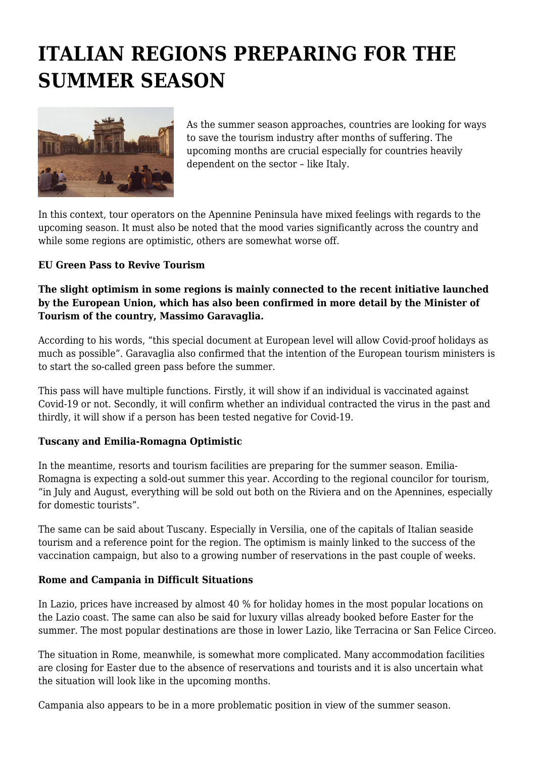# ITALIAN REGIONS PREPARING FOR THE SUMMER SEASON

As the summer season approaches, countries are looking for ways to save the tourism industry after months of suffering. The upcoming months are crucial especially for countries heavily dependent on the sector – like Italy.

In this context, tour operators on the Apennine Peninsula have mixed feelings with regards to the upcoming season. It must also be noted that the mood varies significantly across the country and while some regions are optimistic, others are somewhat worse off.

**EU Green Pass to Revive Tourism**

**The slight optimism in some regions is mainly connected to the recent initiative launched by the European Union, which has also been confirmed in more detail by the Minister of Tourism of the country, Massimo Garavaglia.**

According to his words, "this special document at European level will allow Covid-proof holidays as much as possible". Garavaglia also confirmed that the intention of the European tourism ministers is to start the so-called green pass before the summer.

This pass will have multiple functions. Firstly, it will show if an individual is vaccinated against Covid-19 or not. Secondly, it will confirm whether an individual contracted the virus in the past and thirdly, it will show if a person has been tested negative for Covid-19.

**Tuscany and Emilia-Romagna Optimistic**

In the meantime, resorts and tourism facilities are preparing for the summer season. Emilia-Romagna is expecting a sold-out summer this year. According to the regional councilor for tourism, "in July and August, everything will be sold out both on the Riviera and on the Apennines, especially for domestic tourists".

The same can be said about Tuscany. Especially in Versilia, one of the capitals of Italian seaside tourism and a reference point for the region. The optimism is mainly linked to the success of the vaccination campaign, but also to a growing number of reservations in the past couple of weeks.

**Rome and Campania in Difficult Situations**

In Lazio, prices have increased by almost 40 % for holiday homes in the most popular locations on the Lazio coast. The same can also be said for luxury villas already booked before Easter for the summer. The most popular destinations are those in lower Lazio, like Terracina or San Felice Circeo.

The situation in Rome, meanwhile, is somewhat more complicated. Many accommodation facilities are closing for Easter due to the absence of reservations and tourists and it is also uncertain what the situation will look like in the upcoming months.

Campania also appears to be in a more problematic position in view of the summer season.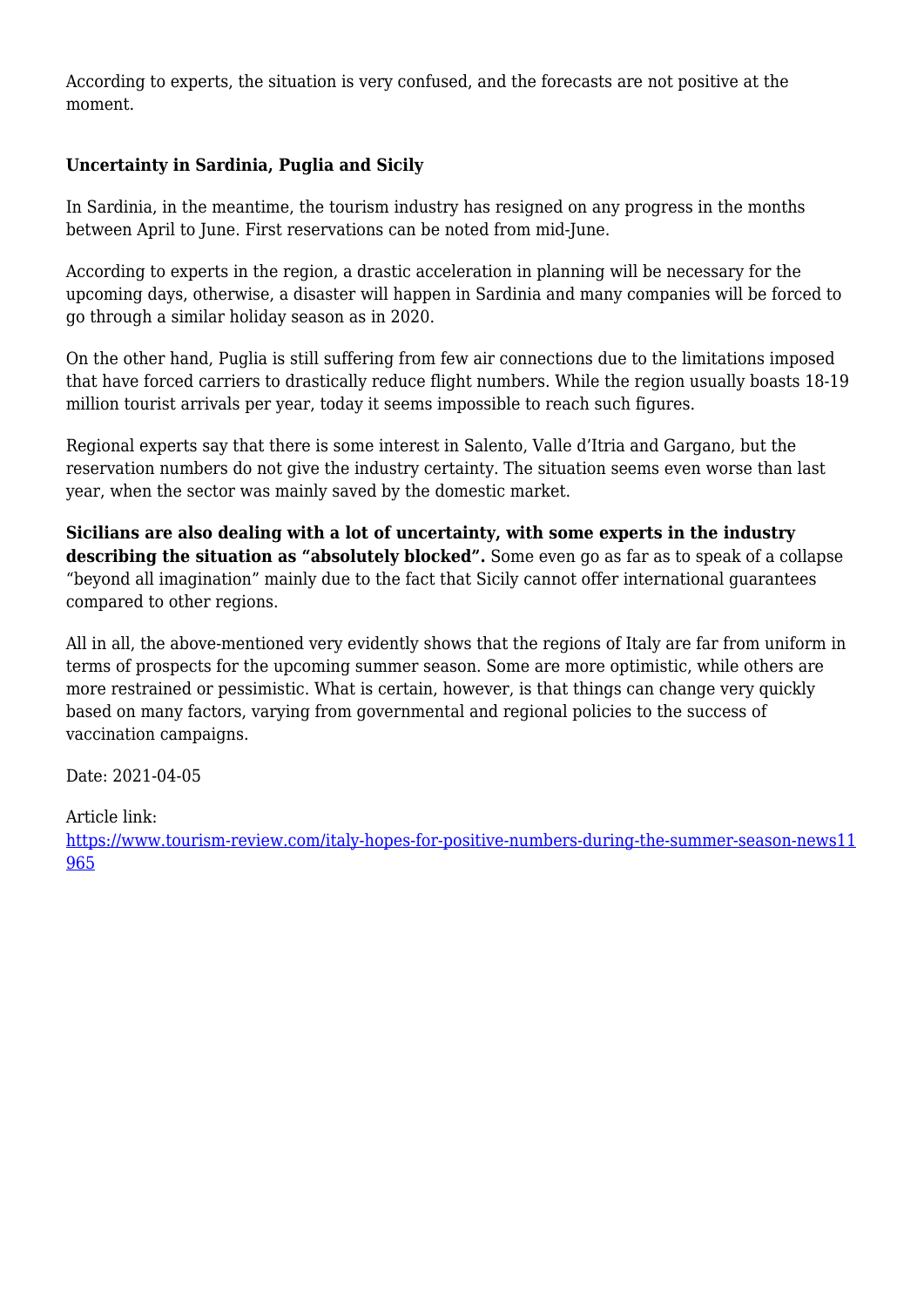According to experts, the situation is very confused, and the forecasts are not positive at the moment.

### Uncertainty in Sardinia, Puglia and Sicily

In Sardinia, in the meantime, the tourism industry has resigned on any progress in the months between April to June. First reservations can be noted from mid-June.

According to experts in the region, a drastic acceleration in planning will be necessary for the upcoming days, otherwise, a disaster will happen in Sardinia and many companies will be forced to go through a similar holiday season as in 2020.

On the other hand, Puglia is still suffering from few air connections due to the limitations imposed that have forced carriers to drastically reduce flight numbers. While the region usually boasts 18-19 million tourist arrivals per year, today it seems impossible to reach such figures.

Regional experts say that there is some interest in Salento, Valle d'Itria and Gargano, but the reservation numbers do not give the industry certainty. The situation seems even worse than last year, when the sector was mainly saved by the domestic market.

**Sicilians are also dealing with a lot of uncertainty, with some experts in the industry describing the situation as "absolutely blocked".** Some even go as far as to speak of a collapse "beyond all imagination" mainly due to the fact that Sicily cannot offer international guarantees compared to other regions.

All in all, the above-mentioned very evidently shows that the regions of Italy are far from uniform in terms of prospects for the upcoming summer season. Some are more optimistic, while others are more restrained or pessimistic. What is certain, however, is that things can change very quickly based on many factors, varying from governmental and regional policies to the success of vaccination campaigns.

Date: 2021-04-05

Article link:
[https://www.tourism-review.com/italy-hopes-for-positive-numbers-during-the-summer-season-news11965](https://www.tourism-review.com/italy-hopes-for-positive-numbers-during-the-summer-season-news11965)